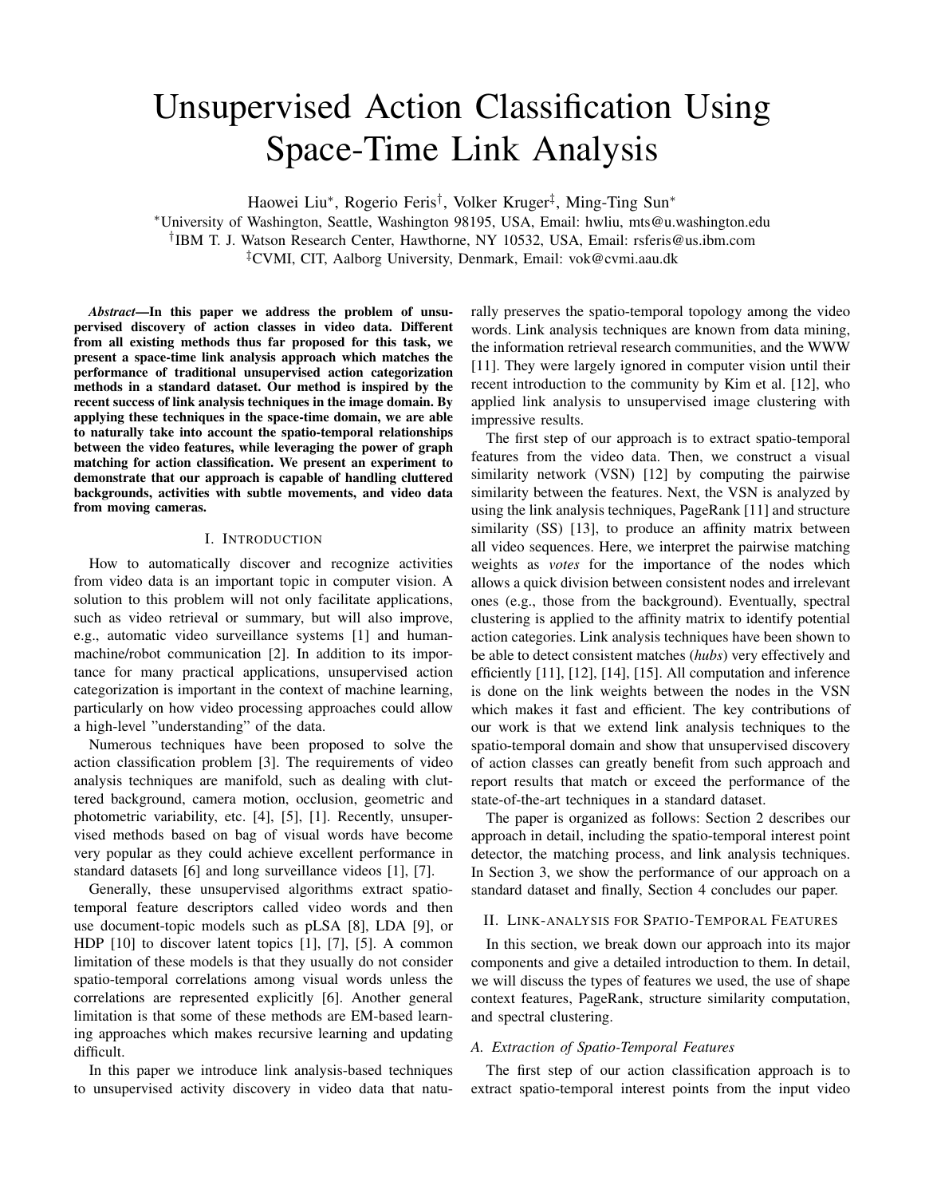# Unsupervised Action Classification Using Space-Time Link Analysis

Haowei Liu*, Rogerio Feris†, Volker Kruger‡, Ming-Ting Sun*

*University of Washington, Seattle, Washington 98195, USA, Email: hwliu, mts@u.washington.edu
†IBM T. J. Watson Research Center, Hawthorne, NY 10532, USA, Email: rsferis@us.ibm.com
‡CVMI, CIT, Aalborg University, Denmark, Email: vok@cvmi.aau.dk

***Abstract*—In this paper we address the problem of unsupervised discovery of action classes in video data. Different from all existing methods thus far proposed for this task, we present a space-time link analysis approach which matches the performance of traditional unsupervised action categorization methods in a standard dataset. Our method is inspired by the recent success of link analysis techniques in the image domain. By applying these techniques in the space-time domain, we are able to naturally take into account the spatio-temporal relationships between the video features, while leveraging the power of graph matching for action classification. We present an experiment to demonstrate that our approach is capable of handling cluttered backgrounds, activities with subtle movements, and video data from moving cameras.**

## I. Introduction

How to automatically discover and recognize activities from video data is an important topic in computer vision. A solution to this problem will not only facilitate applications, such as video retrieval or summary, but will also improve, e.g., automatic video surveillance systems [1] and human-machine/robot communication [2]. In addition to its importance for many practical applications, unsupervised action categorization is important in the context of machine learning, particularly on how video processing approaches could allow a high-level "understanding" of the data.

Numerous techniques have been proposed to solve the action classification problem [3]. The requirements of video analysis techniques are manifold, such as dealing with cluttered background, camera motion, occlusion, geometric and photometric variability, etc. [4], [5], [1]. Recently, unsupervised methods based on bag of visual words have become very popular as they could achieve excellent performance in standard datasets [6] and long surveillance videos [1], [7].

Generally, these unsupervised algorithms extract spatio-temporal feature descriptors called video words and then use document-topic models such as pLSA [8], LDA [9], or HDP [10] to discover latent topics [1], [7], [5]. A common limitation of these models is that they usually do not consider spatio-temporal correlations among visual words unless the correlations are represented explicitly [6]. Another general limitation is that some of these methods are EM-based learning approaches which makes recursive learning and updating difficult.

In this paper we introduce link analysis-based techniques to unsupervised activity discovery in video data that naturally preserves the spatio-temporal topology among the video words. Link analysis techniques are known from data mining, the information retrieval research communities, and the WWW [11]. They were largely ignored in computer vision until their recent introduction to the community by Kim et al. [12], who applied link analysis to unsupervised image clustering with impressive results.

The first step of our approach is to extract spatio-temporal features from the video data. Then, we construct a visual similarity network (VSN) [12] by computing the pairwise similarity between the features. Next, the VSN is analyzed by using the link analysis techniques, PageRank [11] and structure similarity (SS) [13], to produce an affinity matrix between all video sequences. Here, we interpret the pairwise matching weights as *votes* for the importance of the nodes which allows a quick division between consistent nodes and irrelevant ones (e.g., those from the background). Eventually, spectral clustering is applied to the affinity matrix to identify potential action categories. Link analysis techniques have been shown to be able to detect consistent matches (*hubs*) very effectively and efficiently [11], [12], [14], [15]. All computation and inference is done on the link weights between the nodes in the VSN which makes it fast and efficient. The key contributions of our work is that we extend link analysis techniques to the spatio-temporal domain and show that unsupervised discovery of action classes can greatly benefit from such approach and report results that match or exceed the performance of the state-of-the-art techniques in a standard dataset.

The paper is organized as follows: Section 2 describes our approach in detail, including the spatio-temporal interest point detector, the matching process, and link analysis techniques. In Section 3, we show the performance of our approach on a standard dataset and finally, Section 4 concludes our paper.

## II. Link-analysis for Spatio-Temporal Features

In this section, we break down our approach into its major components and give a detailed introduction to them. In detail, we will discuss the types of features we used, the use of shape context features, PageRank, structure similarity computation, and spectral clustering.

### A. Extraction of Spatio-Temporal Features

The first step of our action classification approach is to extract spatio-temporal interest points from the input video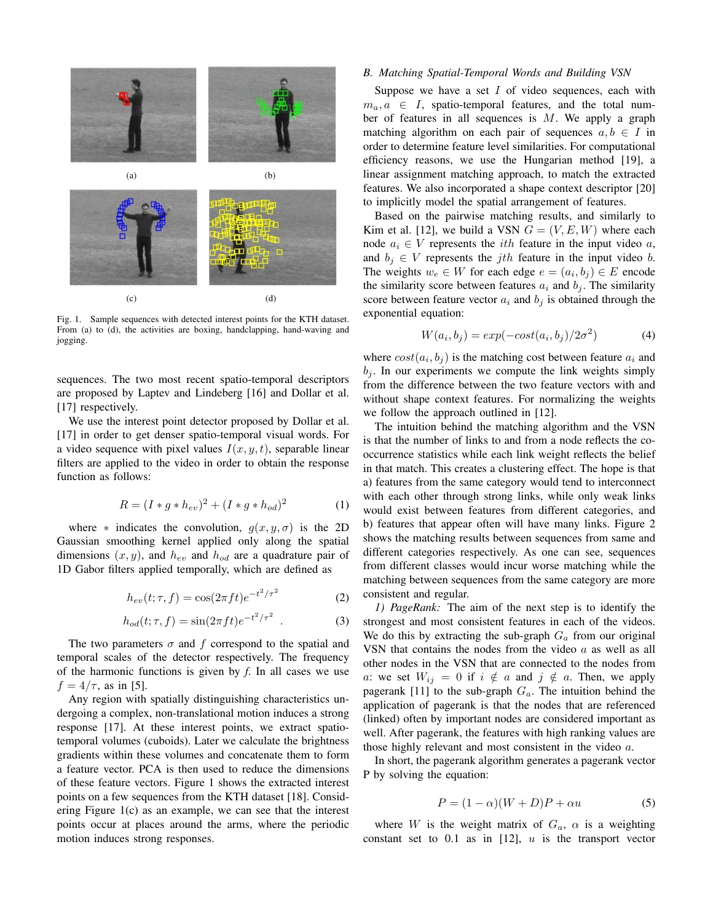(a) (b)

(c) (d)

Fig. 1. Sample sequences with detected interest points for the KTH dataset. From (a) to (d), the activities are boxing, handclapping, hand-waving and jogging.

sequences. The two most recent spatio-temporal descriptors are proposed by Laptev and Lindeberg [16] and Dollar et al. [17] respectively.

We use the interest point detector proposed by Dollar et al. [17] in order to get denser spatio-temporal visual words. For a video sequence with pixel values $I(x, y, t)$, separable linear filters are applied to the video in order to obtain the response function as follows:

$$R = (I * g * h_{ev})^2 + (I * g * h_{od})^2 \tag{1}$$

where $*$ indicates the convolution, $g(x, y, \sigma)$ is the 2D Gaussian smoothing kernel applied only along the spatial dimensions $(x, y)$, and $h_{ev}$ and $h_{od}$ are a quadrature pair of 1D Gabor filters applied temporally, which are defined as

$$h_{ev}(t; \tau, f) = \cos(2\pi f t) e^{-t^2/\tau^2} \tag{2}$$

$$h_{od}(t; \tau, f) = \sin(2\pi f t) e^{-t^2/\tau^2} \quad . \tag{3}$$

The two parameters $\sigma$ and $f$ correspond to the spatial and temporal scales of the detector respectively. The frequency of the harmonic functions is given by *f*. In all cases we use $f = 4/\tau$, as in [5].

Any region with spatially distinguishing characteristics undergoing a complex, non-translational motion induces a strong response [17]. At these interest points, we extract spatio-temporal volumes (cuboids). Later we calculate the brightness gradients within these volumes and concatenate them to form a feature vector. PCA is then used to reduce the dimensions of these feature vectors. Figure 1 shows the extracted interest points on a few sequences from the KTH dataset [18]. Considering Figure 1(c) as an example, we can see that the interest points occur at places around the arms, where the periodic motion induces strong responses.

### *B. Matching Spatial-Temporal Words and Building VSN*

Suppose we have a set $I$ of video sequences, each with $m_a, a \in I$, spatio-temporal features, and the total number of features in all sequences is $M$. We apply a graph matching algorithm on each pair of sequences $a, b \in I$ in order to determine feature level similarities. For computational efficiency reasons, we use the Hungarian method [19], a linear assignment matching approach, to match the extracted features. We also incorporated a shape context descriptor [20] to implicitly model the spatial arrangement of features.

Based on the pairwise matching results, and similarly to Kim et al. [12], we build a VSN $G = (V, E, W)$ where each node $a_i \in V$ represents the $ith$ feature in the input video $a$, and $b_j \in V$ represents the $jth$ feature in the input video $b$. The weights $w_e \in W$ for each edge $e = (a_i, b_j) \in E$ encode the similarity score between features $a_i$ and $b_j$. The similarity score between feature vector $a_i$ and $b_j$ is obtained through the exponential equation:

$$W(a_i, b_j) = exp(-cost(a_i, b_j)/2\sigma^2) \tag{4}$$

where $cost(a_i, b_j)$ is the matching cost between feature $a_i$ and $b_j$. In our experiments we compute the link weights simply from the difference between the two feature vectors with and without shape context features. For normalizing the weights we follow the approach outlined in [12].

The intuition behind the matching algorithm and the VSN is that the number of links to and from a node reflects the co-occurrence statistics while each link weight reflects the belief in that match. This creates a clustering effect. The hope is that a) features from the same category would tend to interconnect with each other through strong links, while only weak links would exist between features from different categories, and b) features that appear often will have many links. Figure 2 shows the matching results between sequences from same and different categories respectively. As one can see, sequences from different classes would incur worse matching while the matching between sequences from the same category are more consistent and regular.

*1) PageRank:* The aim of the next step is to identify the strongest and most consistent features in each of the videos. We do this by extracting the sub-graph $G_a$ from our original VSN that contains the nodes from the video $a$ as well as all other nodes in the VSN that are connected to the nodes from $a$: we set $W_{ij} = 0$ if $i \notin a$ and $j \notin a$. Then, we apply pagerank [11] to the sub-graph $G_a$. The intuition behind the application of pagerank is that the nodes that are referenced (linked) often by important nodes are considered important as well. After pagerank, the features with high ranking values are those highly relevant and most consistent in the video $a$.

In short, the pagerank algorithm generates a pagerank vector P by solving the equation:

$$P = (1 - \alpha)(W + D)P + \alpha u \tag{5}$$

where $W$ is the weight matrix of $G_a$, $\alpha$ is a weighting constant set to 0.1 as in [12], $u$ is the transport vector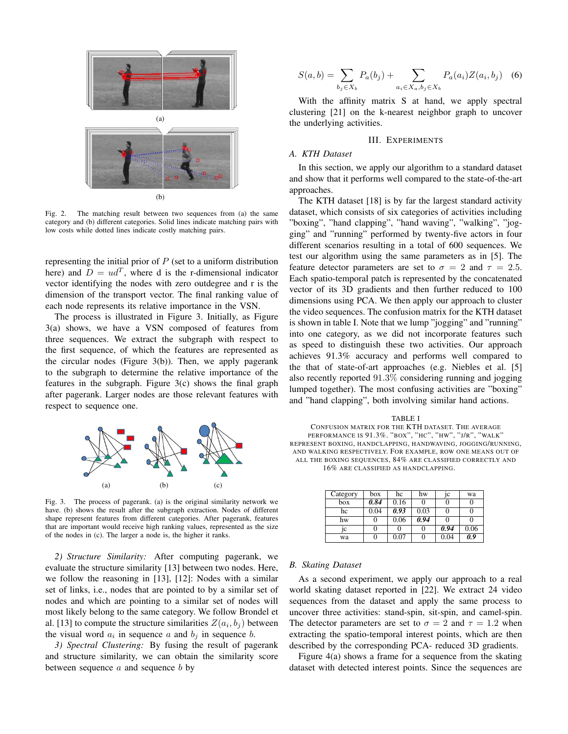Fig. 2. The matching result between two sequences from (a) the same category and (b) different categories. Solid lines indicate matching pairs with low costs while dotted lines indicate costly matching pairs.

representing the initial prior of $P$ (set to a uniform distribution here) and $D = ud^T$, where d is the r-dimensional indicator vector identifying the nodes with zero outdegree and r is the dimension of the transport vector. The final ranking value of each node represents its relative importance in the VSN.

The process is illustrated in Figure 3. Initially, as Figure 3(a) shows, we have a VSN composed of features from three sequences. We extract the subgraph with respect to the first sequence, of which the features are represented as the circular nodes (Figure 3(b)). Then, we apply pagerank to the subgraph to determine the relative importance of the features in the subgraph. Figure 3(c) shows the final graph after pagerank. Larger nodes are those relevant features with respect to sequence one.

Fig. 3. The process of pagerank. (a) is the original similarity network we have. (b) shows the result after the subgraph extraction. Nodes of different shape represent features from different categories. After pagerank, features that are important would receive high ranking values, represented as the size of the nodes in (c). The larger a node is, the higher it ranks.

*2) Structure Similarity:* After computing pagerank, we evaluate the structure similarity [13] between two nodes. Here, we follow the reasoning in [13], [12]: Nodes with a similar set of links, i.e., nodes that are pointed to by a similar set of nodes and which are pointing to a similar set of nodes will most likely belong to the same category. We follow Brondel et al. [13] to compute the structure similarities $Z(a_i, b_j)$ between the visual word $a_i$ in sequence $a$ and $b_j$ in sequence $b$.

*3) Spectral Clustering:* By fusing the result of pagerank and structure similarity, we can obtain the similarity score between sequence $a$ and sequence $b$ by

$$S(a, b) = \sum_{b_j \in X_b} P_a(b_j) + \sum_{a_i \in X_a, b_j \in X_b} P_a(a_i) Z(a_i, b_j) \quad (6)$$

With the affinity matrix S at hand, we apply spectral clustering [21] on the k-nearest neighbor graph to uncover the underlying activities.

## III. Experiments

### A. KTH Dataset

In this section, we apply our algorithm to a standard dataset and show that it performs well compared to the state-of-the-art approaches.

The KTH dataset [18] is by far the largest standard activity dataset, which consists of six categories of activities including "boxing", "hand clapping", "hand waving", "walking", "jogging" and "running" performed by twenty-five actors in four different scenarios resulting in a total of 600 sequences. We test our algorithm using the same parameters as in [5]. The feature detector parameters are set to $\sigma = 2$ and $\tau = 2.5$. Each spatio-temporal patch is represented by the concatenated vector of its 3D gradients and then further reduced to 100 dimensions using PCA. We then apply our approach to cluster the video sequences. The confusion matrix for the KTH dataset is shown in table I. Note that we lump "jogging" and "running" into one category, as we did not incorporate features such as speed to distinguish these two activities. Our approach achieves 91.3% accuracy and performs well compared to the that of state-of-art approaches (e.g. Niebles et al. [5] also recently reported $91.3\%$ considering running and jogging lumped together). The most confusing activities are "boxing" and "hand clapping", both involving similar hand actions.

TABLE I
Confusion matrix for the KTH dataset. The average performance is $91.3\%$. "box", "hc", "hw", "j/r", "walk" represent boxing, handclapping, handwaving, jogging/running, and walking respectively. For example, row one means out of all the boxing sequences, 84% are classified correctly and $16\%$ are classified as handclapping.

| Category | box | hc | hw | jc | wa |
|---|---|---|---|---|---|
| box | ***0.84*** | 0.16 | 0 | 0 | 0 |
| hc | 0.04 | ***0.93*** | 0.03 | 0 | 0 |
| hw | 0 | 0.06 | ***0.94*** | 0 | 0 |
| jc | 0 | 0 | 0 | ***0.94*** | 0.06 |
| wa | 0 | 0.07 | 0 | 0.04 | ***0.9*** |

### B. Skating Dataset

As a second experiment, we apply our approach to a real world skating dataset reported in [22]. We extract 24 video sequences from the dataset and apply the same process to uncover three activities: stand-spin, sit-spin, and camel-spin. The detector parameters are set to $\sigma = 2$ and $\tau = 1.2$ when extracting the spatio-temporal interest points, which are then described by the corresponding PCA- reduced 3D gradients.

Figure 4(a) shows a frame for a sequence from the skating dataset with detected interest points. Since the sequences are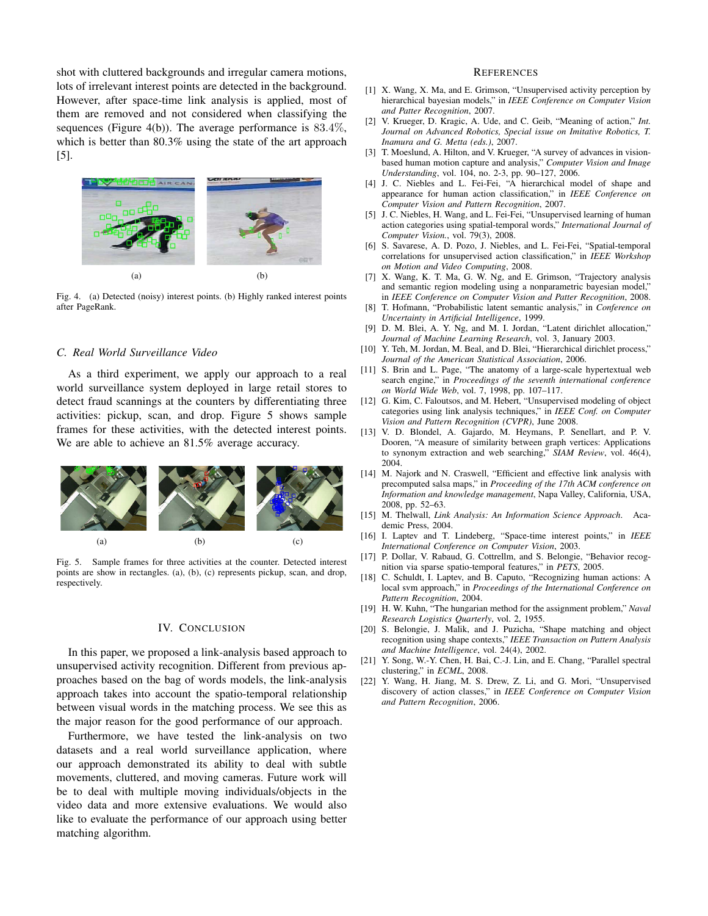shot with cluttered backgrounds and irregular camera motions, lots of irrelevant interest points are detected in the background. However, after space-time link analysis is applied, most of them are removed and not considered when classifying the sequences (Figure 4(b)). The average performance is $83.4\%$, which is better than 80.3% using the state of the art approach [5].

(a)

(b)

Fig. 4. (a) Detected (noisy) interest points. (b) Highly ranked interest points after PageRank.

### C. Real World Surveillance Video

As a third experiment, we apply our approach to a real world surveillance system deployed in large retail stores to detect fraud scannings at the counters by differentiating three activities: pickup, scan, and drop. Figure 5 shows sample frames for these activities, with the detected interest points. We are able to achieve an 81.5% average accuracy.

(a)

(b)

(c)

Fig. 5. Sample frames for three activities at the counter. Detected interest points are show in rectangles. (a), (b), (c) represents pickup, scan, and drop, respectively.

## IV. Conclusion

In this paper, we proposed a link-analysis based approach to unsupervised activity recognition. Different from previous approaches based on the bag of words models, the link-analysis approach takes into account the spatio-temporal relationship between visual words in the matching process. We see this as the major reason for the good performance of our approach.

Furthermore, we have tested the link-analysis on two datasets and a real world surveillance application, where our approach demonstrated its ability to deal with subtle movements, cluttered, and moving cameras. Future work will be to deal with multiple moving individuals/objects in the video data and more extensive evaluations. We would also like to evaluate the performance of our approach using better matching algorithm.

## References

[1] X. Wang, X. Ma, and E. Grimson, "Unsupervised activity perception by hierarchical bayesian models," in *IEEE Conference on Computer Vision and Patter Recognition*, 2007.

[2] V. Krueger, D. Kragic, A. Ude, and C. Geib, "Meaning of action," *Int. Journal on Advanced Robotics, Special issue on Imitative Robotics, T. Inamura and G. Metta (eds.)*, 2007.

[3] T. Moeslund, A. Hilton, and V. Krueger, "A survey of advances in vision-based human motion capture and analysis," *Computer Vision and Image Understanding*, vol. 104, no. 2-3, pp. 90–127, 2006.

[4] J. C. Niebles and L. Fei-Fei, "A hierarchical model of shape and appearance for human action classification," in *IEEE Conference on Computer Vision and Pattern Recognition*, 2007.

[5] J. C. Niebles, H. Wang, and L. Fei-Fei, "Unsupervised learning of human action categories using spatial-temporal words," *International Journal of Computer Vision.*, vol. 79(3), 2008.

[6] S. Savarese, A. D. Pozo, J. Niebles, and L. Fei-Fei, "Spatial-temporal correlations for unsupervised action classification," in *IEEE Workshop on Motion and Video Computing*, 2008.

[7] X. Wang, K. T. Ma, G. W. Ng, and E. Grimson, "Trajectory analysis and semantic region modeling using a nonparametric bayesian model," in *IEEE Conference on Computer Vision and Patter Recognition*, 2008.

[8] T. Hofmann, "Probabilistic latent semantic analysis," in *Conference on Uncertainty in Artificial Intelligence*, 1999.

[9] D. M. Blei, A. Y. Ng, and M. I. Jordan, "Latent dirichlet allocation," *Journal of Machine Learning Research*, vol. 3, January 2003.

[10] Y. Teh, M. Jordan, M. Beal, and D. Blei, "Hierarchical dirichlet process," *Journal of the American Statistical Association*, 2006.

[11] S. Brin and L. Page, "The anatomy of a large-scale hypertextual web search engine," in *Proceedings of the seventh international conference on World Wide Web*, vol. 7, 1998, pp. 107–117.

[12] G. Kim, C. Faloutsos, and M. Hebert, "Unsupervised modeling of object categories using link analysis techniques," in *IEEE Conf. on Computer Vision and Pattern Recognition (CVPR)*, June 2008.

[13] V. D. Blondel, A. Gajardo, M. Heymans, P. Senellart, and P. V. Dooren, "A measure of similarity between graph vertices: Applications to synonym extraction and web searching," *SIAM Review*, vol. 46(4), 2004.

[14] M. Najork and N. Craswell, "Efficient and effective link analysis with precomputed salsa maps," in *Proceeding of the 17th ACM conference on Information and knowledge management*, Napa Valley, California, USA, 2008, pp. 52–63.

[15] M. Thelwall, *Link Analysis: An Information Science Approach*. Academic Press, 2004.

[16] I. Laptev and T. Lindeberg, "Space-time interest points," in *IEEE International Conference on Computer Vision*, 2003.

[17] P. Dollar, V. Rabaud, G. Cottrellm, and S. Belongie, "Behavior recognition via sparse spatio-temporal features," in *PETS*, 2005.

[18] C. Schuldt, I. Laptev, and B. Caputo, "Recognizing human actions: A local svm approach," in *Proceedings of the International Conference on Pattern Recognition*, 2004.

[19] H. W. Kuhn, "The hungarian method for the assignment problem," *Naval Research Logistics Quarterly*, vol. 2, 1955.

[20] S. Belongie, J. Malik, and J. Puzicha, "Shape matching and object recognition using shape contexts," *IEEE Transaction on Pattern Analysis and Machine Intelligence*, vol. 24(4), 2002.

[21] Y. Song, W.-Y. Chen, H. Bai, C.-J. Lin, and E. Chang, "Parallel spectral clustering," in *ECML*, 2008.

[22] Y. Wang, H. Jiang, M. S. Drew, Z. Li, and G. Mori, "Unsupervised discovery of action classes," in *IEEE Conference on Computer Vision and Pattern Recognition*, 2006.